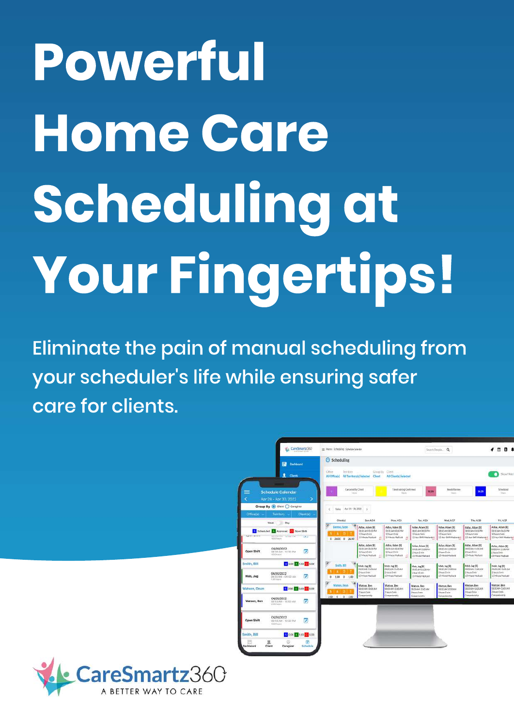# Powerful Home Care Scheduling at Your Fingertips!

Eliminate the pain of manual scheduling from your scheduler's life while ensuring safer care for clients.

CareSmartz360

A BETTER WAY TO CARE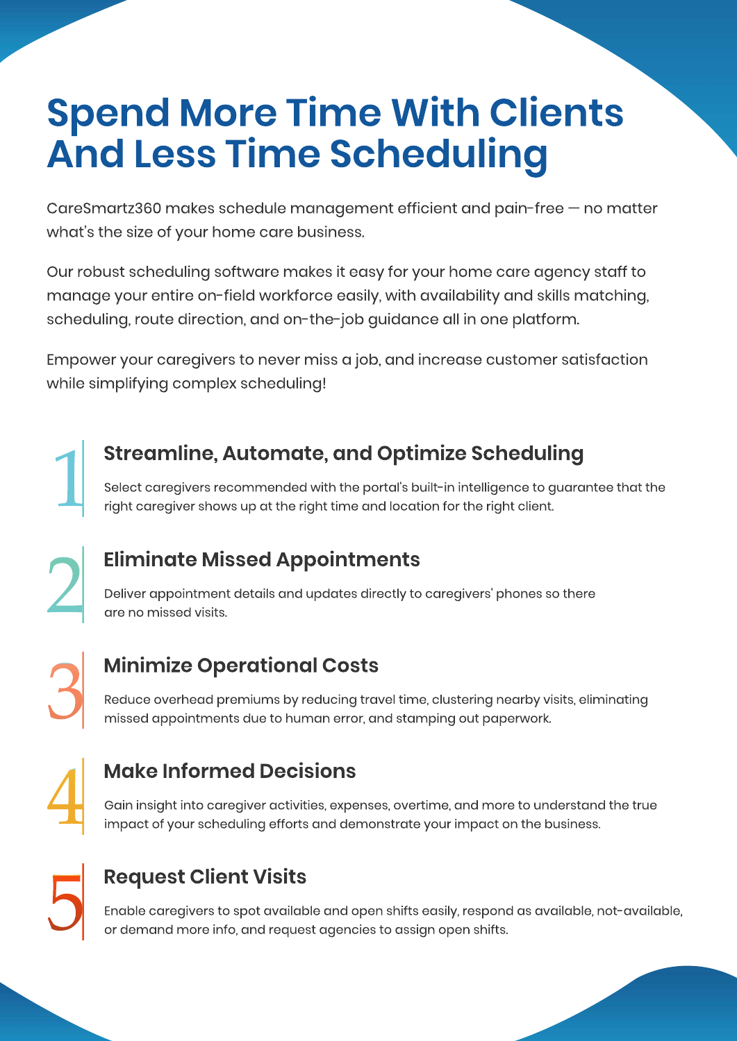# Spend More Time With Clients And Less Time Scheduling

CareSmartz360 makes schedule management efficient and pain-free — no matter what's the size of your home care business.

Our robust scheduling software makes it easy for your home care agency staff to manage your entire on-field workforce easily, with availability and skills matching, scheduling, route direction, and on-the-job guidance all in one platform.

Empower your caregivers to never miss a job, and increase customer satisfaction while simplifying complex scheduling!

## 1 Streamline, Automate, and Optimize Scheduling

Select caregivers recommended with the portal's built-in intelligence to guarantee that the right caregiver shows up at the right time and location for the right client.

## 2 Eliminate Missed Appointments

Deliver appointment details and updates directly to caregivers' phones so there are no missed visits.

## 3 Minimize Operational Costs

Reduce overhead premiums by reducing travel time, clustering nearby visits, eliminating missed appointments due to human error, and stamping out paperwork.

## 4 Make Informed Decisions

Gain insight into caregiver activities, expenses, overtime, and more to understand the true impact of your scheduling efforts and demonstrate your impact on the business.

## 5 Request Client Visits

Enable caregivers to spot available and open shifts easily, respond as available, not-available, or demand more info, and request agencies to assign open shifts.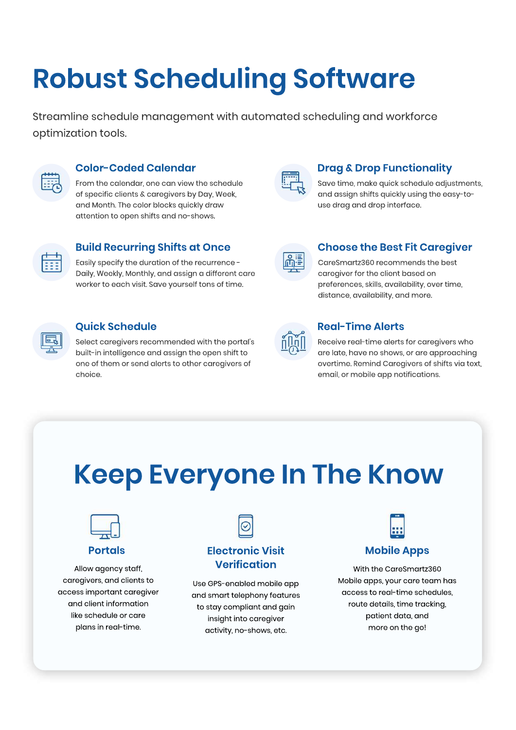# Robust Scheduling Software

Streamline schedule management with automated scheduling and workforce optimization tools.

### Color-Coded Calendar

From the calendar, one can view the schedule of specific clients & caregivers by Day, Week, and Month. The color blocks quickly draw attention to open shifts and no-shows.

### Drag & Drop Functionality

Save time, make quick schedule adjustments, and assign shifts quickly using the easy-to-use drag and drop interface.

### Build Recurring Shifts at Once

Easily specify the duration of the recurrence - Daily, Weekly, Monthly, and assign a different care worker to each visit. Save yourself tons of time.

### Choose the Best Fit Caregiver

CareSmartz360 recommends the best caregiver for the client based on preferences, skills, availability, over time, distance, availability, and more.

### Quick Schedule

Select caregivers recommended with the portal's built-in intelligence and assign the open shift to one of them or send alerts to other caregivers of choice.

### Real-Time Alerts

Receive real-time alerts for caregivers who are late, have no shows, or are approaching overtime. Remind Caregivers of shifts via text, email, or mobile app notifications.

# Keep Everyone In The Know

### Portals

Allow agency staff, caregivers, and clients to access important caregiver and client information like schedule or care plans in real-time.

### Electronic Visit Verification

Use GPS-enabled mobile app and smart telephony features to stay compliant and gain insight into caregiver activity, no-shows, etc.

### Mobile Apps

With the CareSmartz360 Mobile apps, your care team has access to real-time schedules, route details, time tracking, patient data, and more on the go!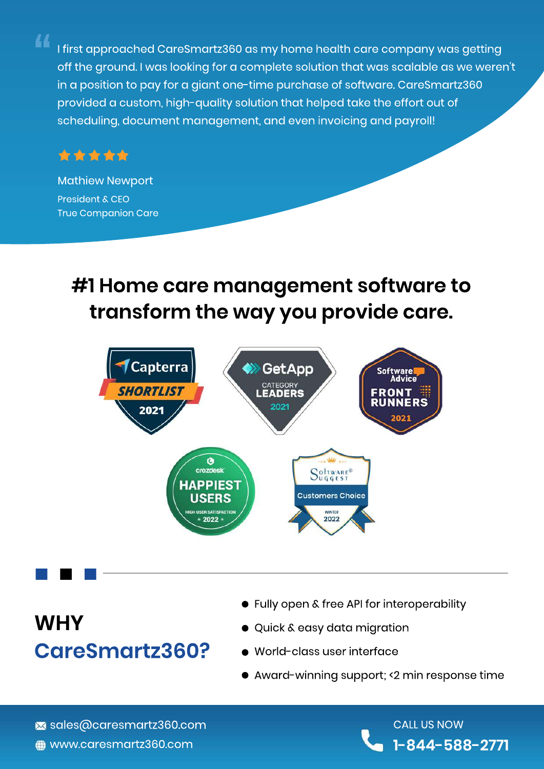> I first approached CareSmartz360 as my home health care company was getting off the ground. I was looking for a complete solution that was scalable as we weren't in a position to pay for a giant one-time purchase of software. CareSmartz360 provided a custom, high-quality solution that helped take the effort out of scheduling, document management, and even invoicing and payroll!

★★★★★

Mathiew Newport
President & CEO
True Companion Care

# #1 Home care management software to transform the way you provide care.

Capterra SHORTLIST 2021

GetApp CATEGORY LEADERS 2021

Software Advice FRONT RUNNERS 2021

crozdesk HAPPIEST USERS HIGH USER SATISFACTION 2022

Software Suggest Customers Choice WINTER 2022

## WHY CareSmartz360?

- Fully open & free API for interoperability
- Quick & easy data migration
- World-class user interface
- Award-winning support; <2 min response time

sales@caresmartz360.com
www.caresmartz360.com

CALL US NOW
1-844-588-2771